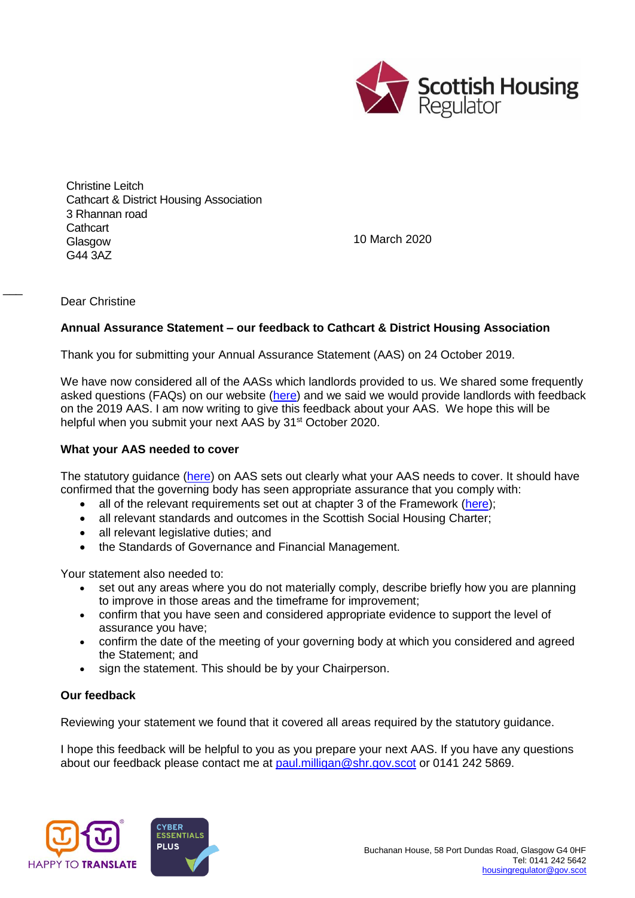Christine Leitch
Cathcart & District Housing Association
3 Rhannan road
Cathcart
Glasgow
G44 3AZ

10 March 2020

Dear Christine

**Annual Assurance Statement – our feedback to Cathcart & District Housing Association**

Thank you for submitting your Annual Assurance Statement (AAS) on 24 October 2019.

We have now considered all of the AASs which landlords provided to us. We shared some frequently asked questions (FAQs) on our website (here) and we said we would provide landlords with feedback on the 2019 AAS. I am now writing to give this feedback about your AAS. We hope this will be helpful when you submit your next AAS by 31st October 2020.

**What your AAS needed to cover**

The statutory guidance (here) on AAS sets out clearly what your AAS needs to cover. It should have confirmed that the governing body has seen appropriate assurance that you comply with:

- all of the relevant requirements set out at chapter 3 of the Framework (here);
- all relevant standards and outcomes in the Scottish Social Housing Charter;
- all relevant legislative duties; and
- the Standards of Governance and Financial Management.

Your statement also needed to:

- set out any areas where you do not materially comply, describe briefly how you are planning to improve in those areas and the timeframe for improvement;
- confirm that you have seen and considered appropriate evidence to support the level of assurance you have;
- confirm the date of the meeting of your governing body at which you considered and agreed the Statement; and
- sign the statement. This should be by your Chairperson.

**Our feedback**

Reviewing your statement we found that it covered all areas required by the statutory guidance.

I hope this feedback will be helpful to you as you prepare your next AAS. If you have any questions about our feedback please contact me at paul.milligan@shr.gov.scot or 0141 242 5869.

Buchanan House, 58 Port Dundas Road, Glasgow G4 0HF
Tel: 0141 242 5642
housingregulator@gov.scot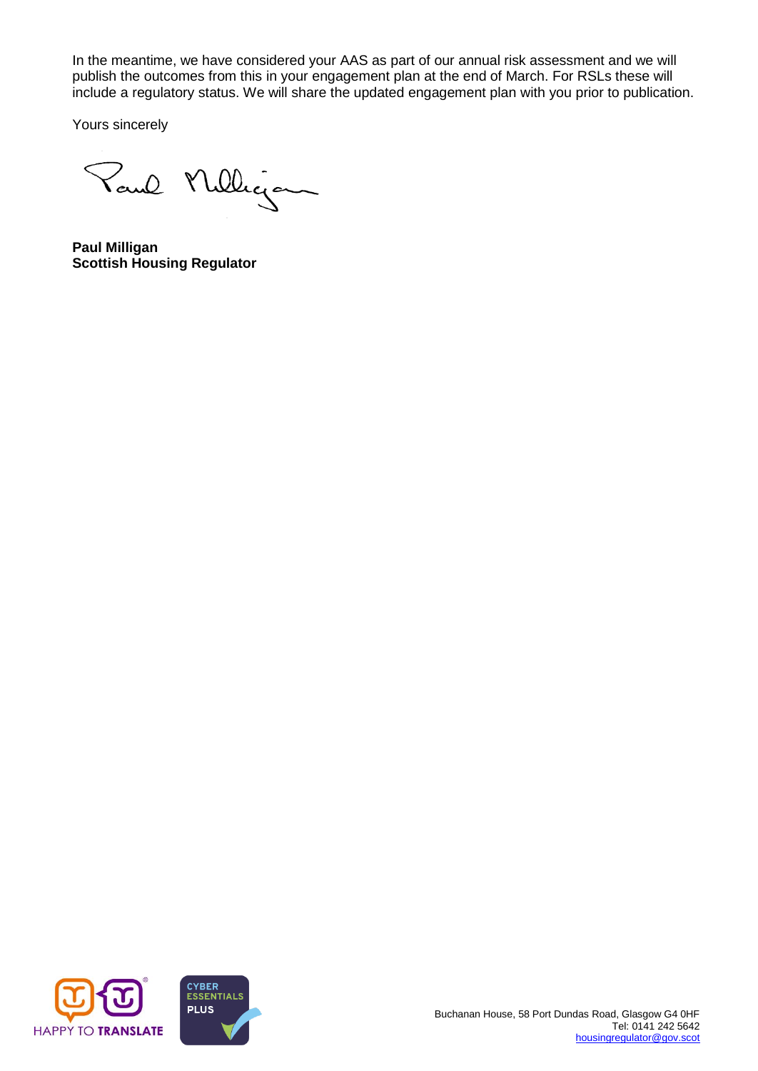In the meantime, we have considered your AAS as part of our annual risk assessment and we will publish the outcomes from this in your engagement plan at the end of March. For RSLs these will include a regulatory status. We will share the updated engagement plan with you prior to publication.

Yours sincerely

**Paul Milligan**
**Scottish Housing Regulator**

HAPPY TO TRANSLATE

CYBER ESSENTIALS PLUS

Buchanan House, 58 Port Dundas Road, Glasgow G4 0HF
Tel: 0141 242 5642
housingregulator@gov.scot